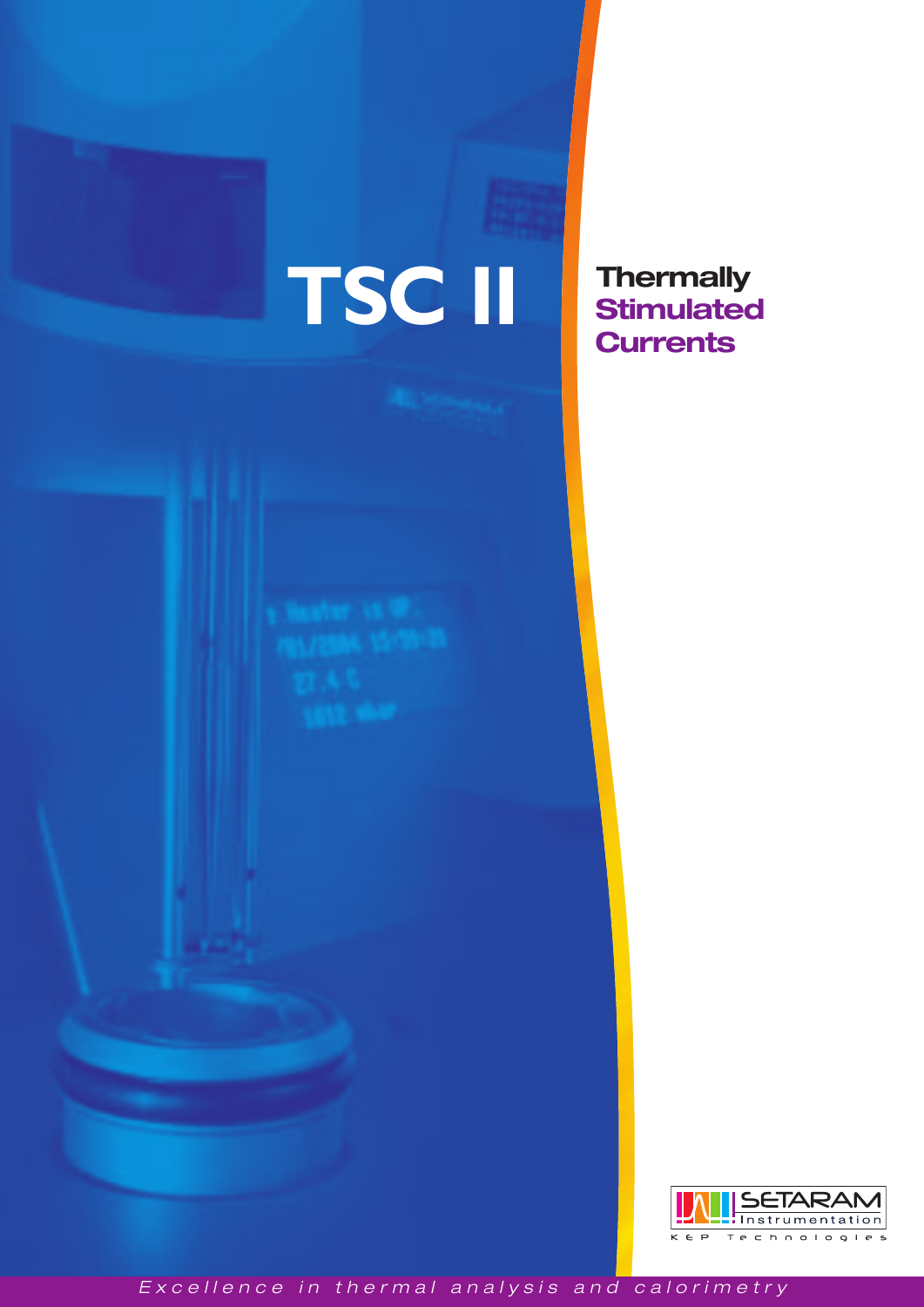# TSC II

## Thermally Stimulated Currents

SETARAM Instrumentation

KEP Technologies

*Excellence in thermal analysis and calorimetry*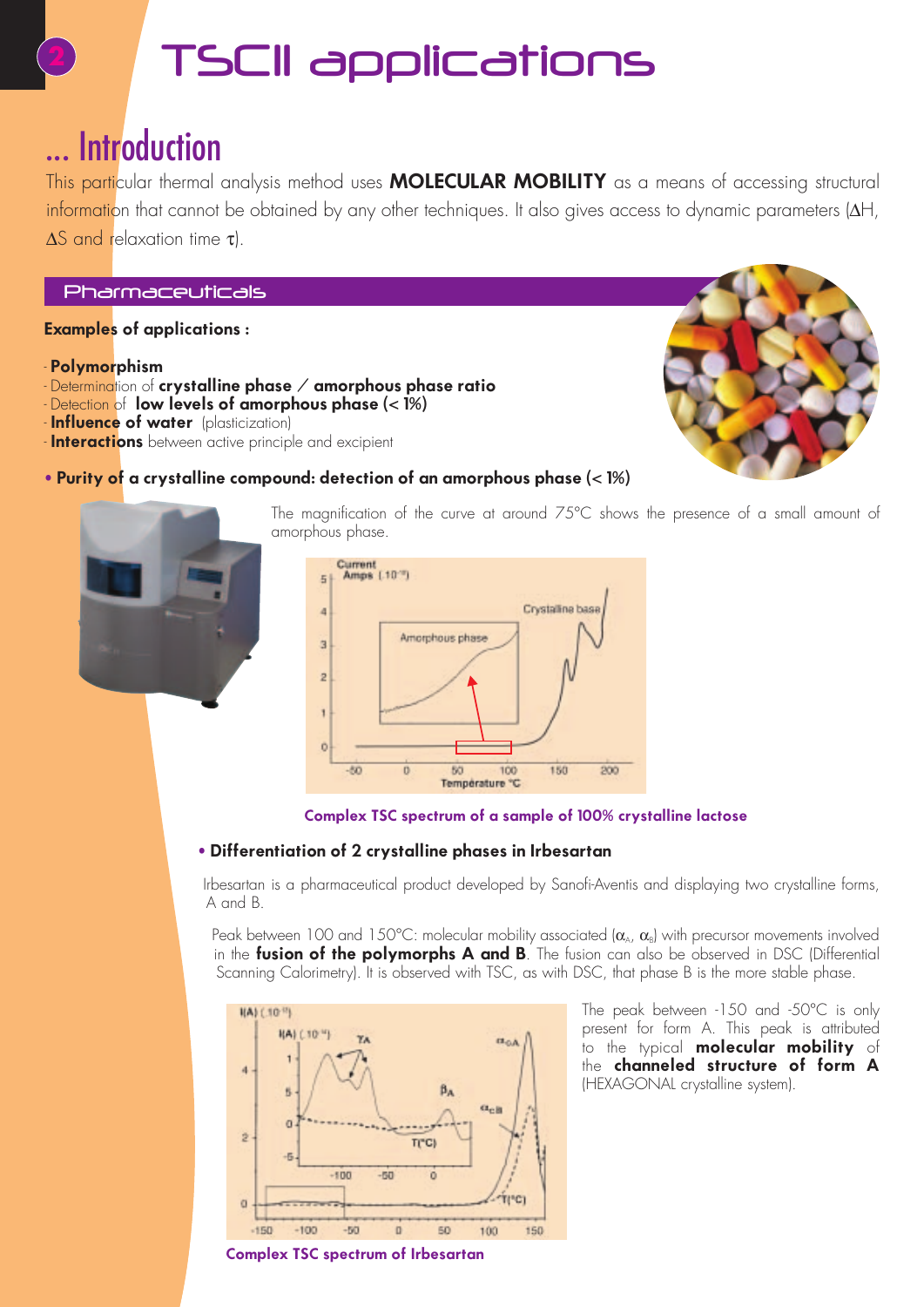# TSCII applications

## ... Introduction

This particular thermal analysis method uses **MOLECULAR MOBILITY** as a means of accessing structural information that cannot be obtained by any other techniques. It also gives access to dynamic parameters ($\Delta H$, $\Delta S$ and relaxation time $\tau$).

### Pharmaceuticals

**Examples of applications :**

- **Polymorphism**
- Determination of **crystalline phase / amorphous phase ratio**
- Detection of **low levels of amorphous phase (< 1%)**
- **Influence of water** (plasticization)
- **Interactions** between active principle and excipient

**• Purity of a crystalline compound: detection of an amorphous phase (< 1%)**

The magnification of the curve at around 75°C shows the presence of a small amount of amorphous phase.

Complex TSC spectrum of a sample of 100% crystalline lactose

**• Differentiation of 2 crystalline phases in Irbesartan**

Irbesartan is a pharmaceutical product developed by Sanofi-Aventis and displaying two crystalline forms, A and B.

Peak between 100 and 150°C: molecular mobility associated ($\alpha_A$, $\alpha_B$) with precursor movements involved in the **fusion of the polymorphs A and B**. The fusion can also be observed in DSC (Differential Scanning Calorimetry). It is observed with TSC, as with DSC, that phase B is the more stable phase.

The peak between -150 and -50°C is only present for form A. This peak is attributed to the typical **molecular mobility** of the **channeled structure of form A** (HEXAGONAL crystalline system).

Complex TSC spectrum of Irbesartan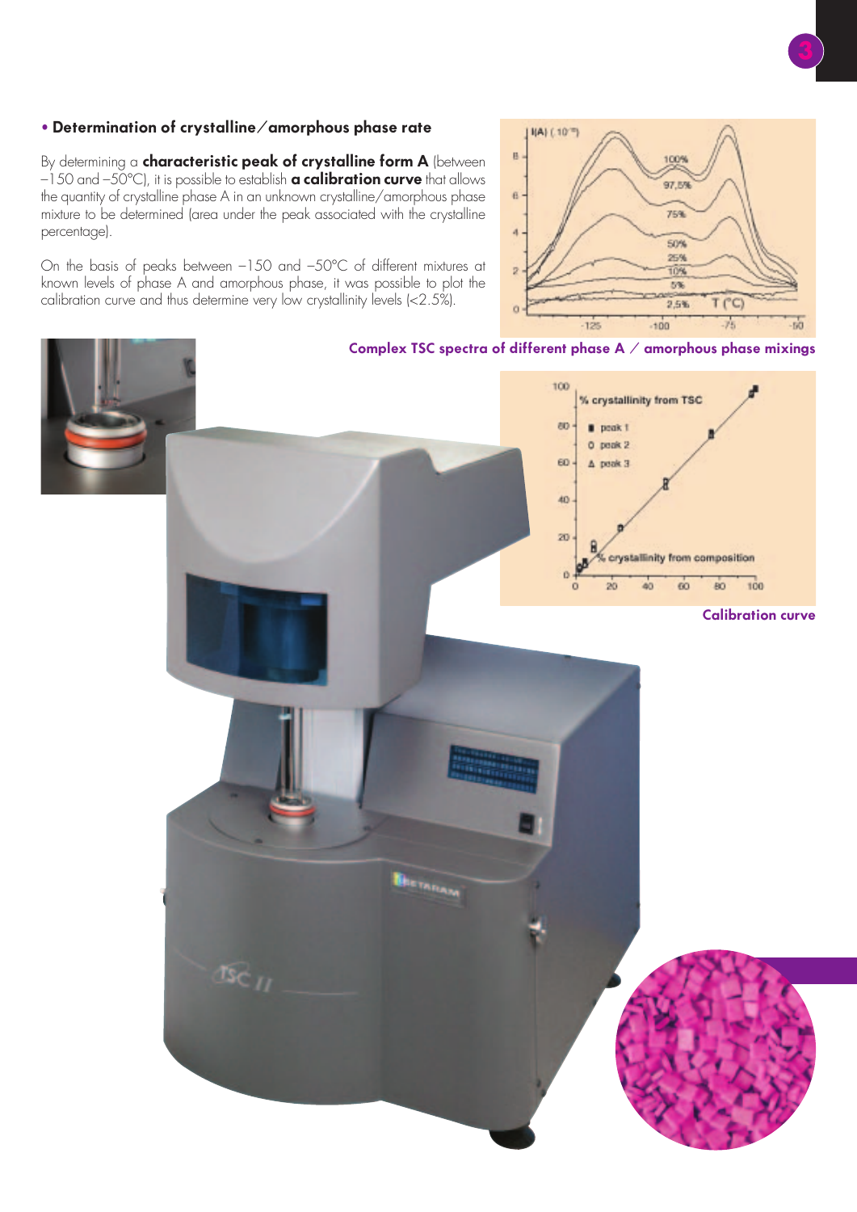## • Determination of crystalline/amorphous phase rate

By determining a **characteristic peak of crystalline form A** (between −150 and −50°C), it is possible to establish **a calibration curve** that allows the quantity of crystalline phase A in an unknown crystalline/amorphous phase mixture to be determined (area under the peak associated with the crystalline percentage).

On the basis of peaks between −150 and −50°C of different mixtures at known levels of phase A and amorphous phase, it was possible to plot the calibration curve and thus determine very low crystallinity levels (<2.5%).

Complex TSC spectra of different phase A / amorphous phase mixings

Calibration curve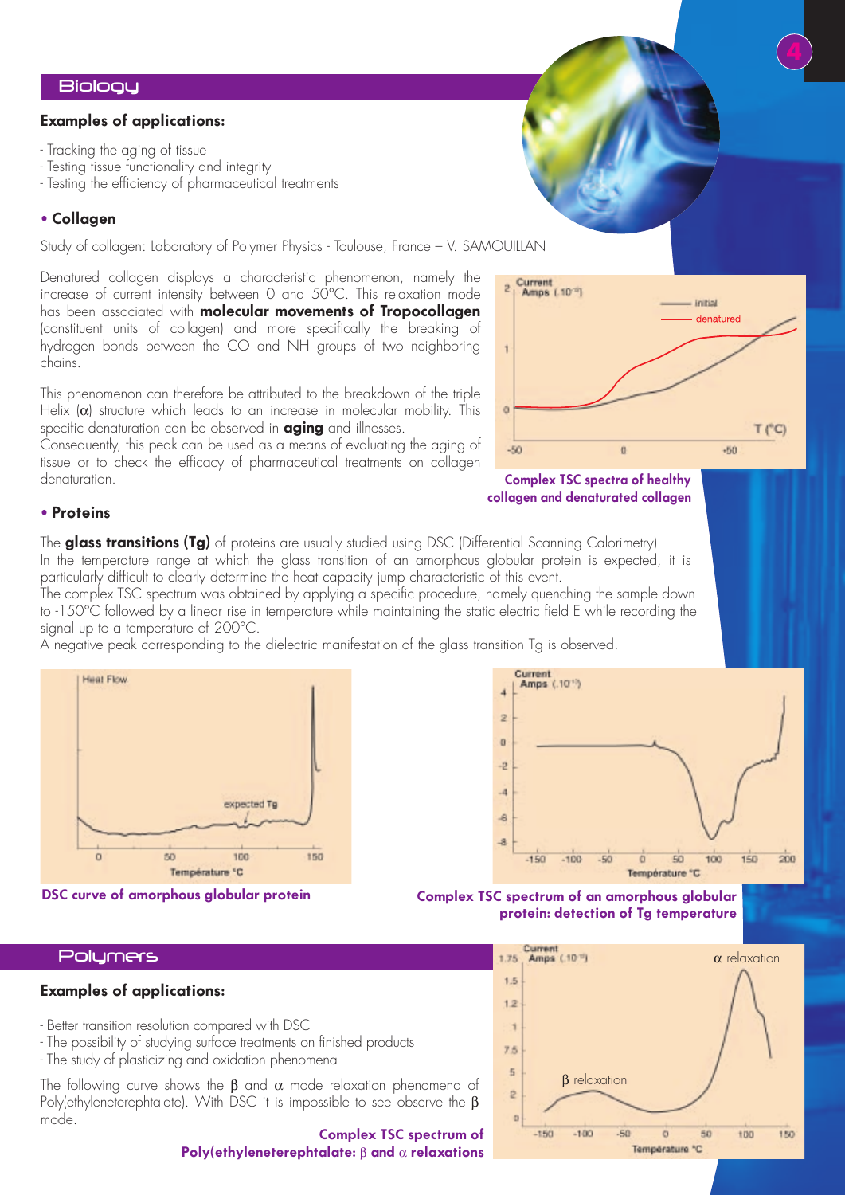## Biology

### Examples of applications:

- Tracking the aging of tissue
- Testing tissue functionality and integrity
- Testing the efficiency of pharmaceutical treatments

### • Collagen

Study of collagen: Laboratory of Polymer Physics - Toulouse, France – V. SAMOUILLAN

Denatured collagen displays a characteristic phenomenon, namely the increase of current intensity between 0 and 50°C. This relaxation mode has been associated with **molecular movements of Tropocollagen** (constituent units of collagen) and more specifically the breaking of hydrogen bonds between the CO and NH groups of two neighboring chains.

This phenomenon can therefore be attributed to the breakdown of the triple Helix (α) structure which leads to an increase in molecular mobility. This specific denaturation can be observed in **aging** and illnesses.
Consequently, this peak can be used as a means of evaluating the aging of tissue or to check the efficacy of pharmaceutical treatments on collagen denaturation.

**Complex TSC spectra of healthy collagen and denatured collagen**

### • Proteins

The **glass transitions (Tg)** of proteins are usually studied using DSC (Differential Scanning Calorimetry).
In the temperature range at which the glass transition of an amorphous globular protein is expected, it is particularly difficult to clearly determine the heat capacity jump characteristic of this event.
The complex TSC spectrum was obtained by applying a specific procedure, namely quenching the sample down to -150°C followed by a linear rise in temperature while maintaining the static electric field E while recording the signal up to a temperature of 200°C.
A negative peak corresponding to the dielectric manifestation of the glass transition Tg is observed.

**DSC curve of amorphous globular protein**

**Complex TSC spectrum of an amorphous globular protein: detection of Tg temperature**

## Polymers

### Examples of applications:

- Better transition resolution compared with DSC
- The possibility of studying surface treatments on finished products
- The study of plasticizing and oxidation phenomena

The following curve shows the β and α mode relaxation phenomena of Poly(ethyleneterephtalate). With DSC it is impossible to see observe the β mode.

**Complex TSC spectrum of Poly(ethyleneterephtalate: β and α relaxations**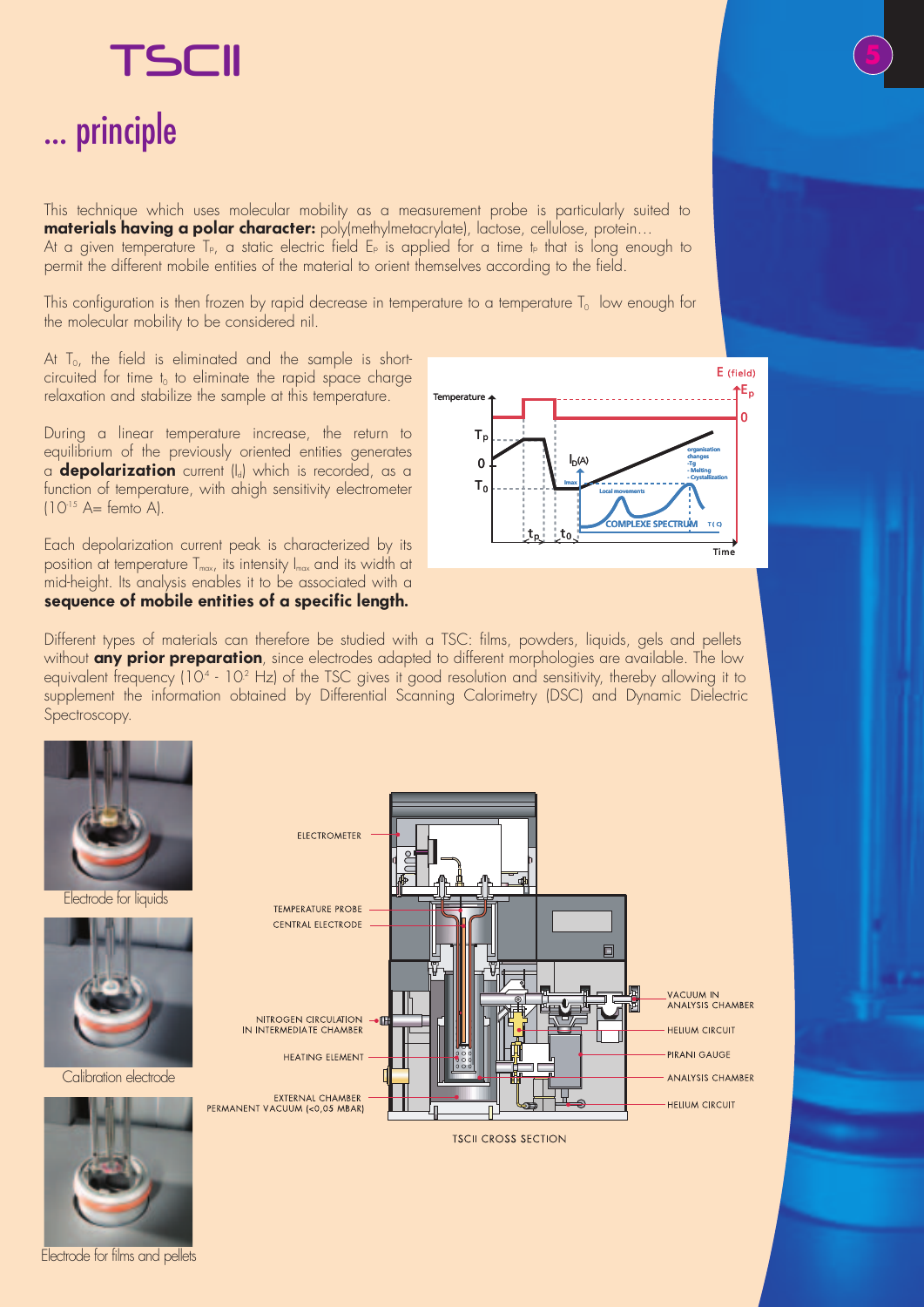# TSCII

## ... principle

This technique which uses molecular mobility as a measurement probe is particularly suited to **materials having a polar character:** poly(methylmetacrylate), lactose, cellulose, protein…
At a given temperature $T_P$, a static electric field $E_P$ is applied for a time $t_P$ that is long enough to permit the different mobile entities of the material to orient themselves according to the field.

This configuration is then frozen by rapid decrease in temperature to a temperature $T_0$ low enough for the molecular mobility to be considered nil.

At $T_0$, the field is eliminated and the sample is short-circuited for time $t_0$ to eliminate the rapid space charge relaxation and stabilize the sample at this temperature.

During a linear temperature increase, the return to equilibrium of the previously oriented entities generates a **depolarization** current ($I_d$) which is recorded, as a function of temperature, with ahigh sensitivity electrometer ($10^{-15}$ A= femto A).

Each depolarization current peak is characterized by its position at temperature $T_{max}$, its intensity $I_{max}$ and its width at mid-height. Its analysis enables it to be associated with a **sequence of mobile entities of a specific length.**

Different types of materials can therefore be studied with a TSC: films, powders, liquids, gels and pellets without **any prior preparation**, since electrodes adapted to different morphologies are available. The low equivalent frequency ($10^{-4}$ - $10^{-2}$ Hz) of the TSC gives it good resolution and sensitivity, thereby allowing it to supplement the information obtained by Differential Scanning Calorimetry (DSC) and Dynamic Dielectric Spectroscopy.

Electrode for liquids

Calibration electrode

Electrode for films and pellets

TSCII CROSS SECTION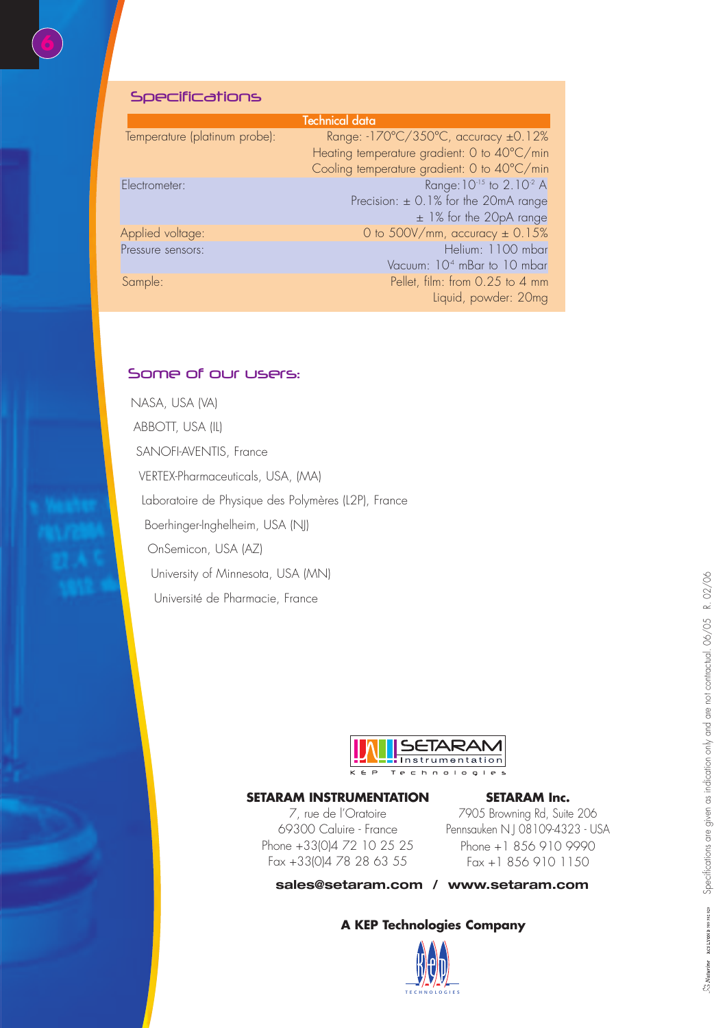## Specifications

| Technical data | |
|---|---|
| Temperature (platinum probe): | Range: -170°C/350°C, accuracy ±0.12% |
| | Heating temperature gradient: 0 to 40°C/min |
| | Cooling temperature gradient: 0 to 40°C/min |
| Electrometer: | Range: $10^{-15}$ to $2.10^{-2}$ A |
| | Precision: ± 0.1% for the 20mA range |
| | ± 1% for the 20pA range |
| Applied voltage: | 0 to 500V/mm, accuracy ± 0.15% |
| Pressure sensors: | Helium: 1100 mbar |
| | Vacuum: $10^{-4}$ mBar to 10 mbar |
| Sample: | Pellet, film: from 0.25 to 4 mm |
| | Liquid, powder: 20mg |

## Some of our users:

NASA, USA (VA)

ABBOTT, USA (IL)

SANOFI-AVENTIS, France

VERTEX-Pharmaceuticals, USA, (MA)

Laboratoire de Physique des Polymères (L2P), France

Boerhinger-Inghelheim, USA (NJ)

OnSemicon, USA (AZ)

University of Minnesota, USA (MN)

Université de Pharmacie, France

SETARAM Instrumentation

KEP Technologies

**SETARAM INSTRUMENTATION**
7, rue de l'Oratoire
69300 Caluire - France
Phone +33(0)4 72 10 25 25
Fax +33(0)4 78 28 63 55

**SETARAM Inc.**
7905 Browning Rd, Suite 206
Pennsauken N J 08109-4323 - USA
Phone +1 856 910 9990
Fax +1 856 910 1150

**sales@setaram.com / www.setaram.com**

**A KEP Technologies Company**

Specifications are given as indication only and are not contractual. 06/05 R. 02/06